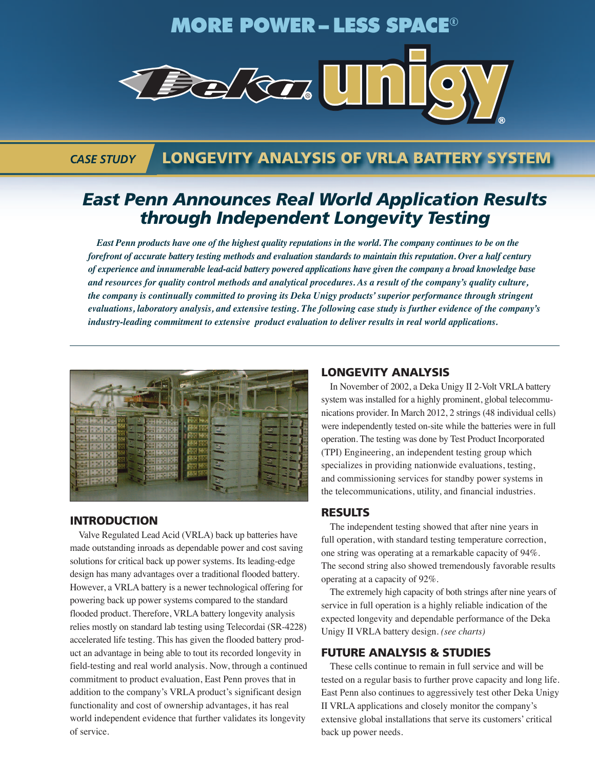# MORE POWER – LESS SPACE®

# Deka® unigy®

## CASE STUDY — LONGEVITY ANALYSIS OF VRLA BATTERY SYSTEM

# *East Penn Announces Real World Application Results through Independent Longevity Testing*

*East Penn products have one of the highest quality reputations in the world. The company continues to be on the forefront of accurate battery testing methods and evaluation standards to maintain this reputation. Over a half century of experience and innumerable lead-acid battery powered applications have given the company a broad knowledge base and resources for quality control methods and analytical procedures. As a result of the company's quality culture, the company is continually committed to proving its Deka Unigy products' superior performance through stringent evaluations, laboratory analysis, and extensive testing. The following case study is further evidence of the company's industry-leading commitment to extensive product evaluation to deliver results in real world applications.*

---

## INTRODUCTION

Valve Regulated Lead Acid (VRLA) back up batteries have made outstanding inroads as dependable power and cost saving solutions for critical back up power systems. Its leading-edge design has many advantages over a traditional flooded battery. However, a VRLA battery is a newer technological offering for powering back up power systems compared to the standard flooded product. Therefore, VRLA battery longevity analysis relies mostly on standard lab testing using Telecordai (SR-4228) accelerated life testing. This has given the flooded battery product an advantage in being able to tout its recorded longevity in field-testing and real world analysis. Now, through a continued commitment to product evaluation, East Penn proves that in addition to the company's VRLA product's significant design functionality and cost of ownership advantages, it has real world independent evidence that further validates its longevity of service.

## LONGEVITY ANALYSIS

In November of 2002, a Deka Unigy II 2-Volt VRLA battery system was installed for a highly prominent, global telecommunications provider. In March 2012, 2 strings (48 individual cells) were independently tested on-site while the batteries were in full operation. The testing was done by Test Product Incorporated (TPI) Engineering, an independent testing group which specializes in providing nationwide evaluations, testing, and commissioning services for standby power systems in the telecommunications, utility, and financial industries.

## RESULTS

The independent testing showed that after nine years in full operation, with standard testing temperature correction, one string was operating at a remarkable capacity of 94%. The second string also showed tremendously favorable results operating at a capacity of 92%.

The extremely high capacity of both strings after nine years of service in full operation is a highly reliable indication of the expected longevity and dependable performance of the Deka Unigy II VRLA battery design. *(see charts)*

## FUTURE ANALYSIS & STUDIES

These cells continue to remain in full service and will be tested on a regular basis to further prove capacity and long life. East Penn also continues to aggressively test other Deka Unigy II VRLA applications and closely monitor the company's extensive global installations that serve its customers' critical back up power needs.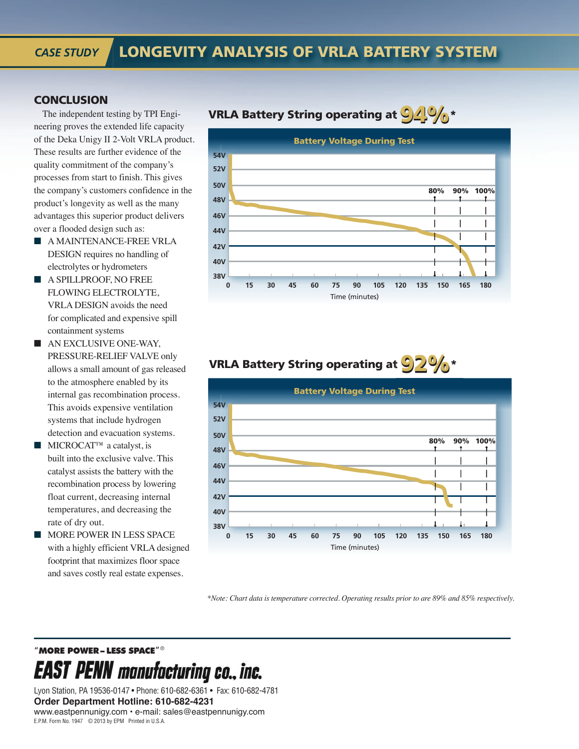## CASE STUDY LONGEVITY ANALYSIS OF VRLA BATTERY SYSTEM

## CONCLUSION

The independent testing by TPI Engineering proves the extended life capacity of the Deka Unigy II 2-Volt VRLA product. These results are further evidence of the quality commitment of the company's processes from start to finish. This gives the company's customers confidence in the product's longevity as well as the many advantages this superior product delivers over a flooded design such as:

- A MAINTENANCE-FREE VRLA DESIGN requires no handling of electrolytes or hydrometers
- A SPILLPROOF, NO FREE FLOWING ELECTROLYTE, VRLA DESIGN avoids the need for complicated and expensive spill containment systems
- AN EXCLUSIVE ONE-WAY, PRESSURE-RELIEF VALVE only allows a small amount of gas released to the atmosphere enabled by its internal gas recombination process. This avoids expensive ventilation systems that include hydrogen detection and evacuation systems.
- MICROCAT™ a catalyst, is built into the exclusive valve. This catalyst assists the battery with the recombination process by lowering float current, decreasing internal temperatures, and decreasing the rate of dry out.
- MORE POWER IN LESS SPACE with a highly efficient VRLA designed footprint that maximizes floor space and saves costly real estate expenses.

### VRLA Battery String operating at 94%*

Battery Voltage During Test

54V
52V
50V
48V
46V
44V
42V
40V
38V

80% 90% 100%

0 15 30 45 60 75 90 105 120 135 150 165 180

Time (minutes)

### VRLA Battery String operating at 92%*

Battery Voltage During Test

54V
52V
50V
48V
46V
44V
42V
40V
38V

80% 90% 100%

0 15 30 45 60 75 90 105 120 135 150 165 180

Time (minutes)

*\*Note: Chart data is temperature corrected. Operating results prior to are 89% and 85% respectively.*

---

"MORE POWER – LESS SPACE"®

**EAST PENN manufacturing co., inc.**

Lyon Station, PA 19536-0147 • Phone: 610-682-6361 • Fax: 610-682-4781

**Order Department Hotline: 610-682-4231**

www.eastpennunigy.com • e-mail: sales@eastpennunigy.com

E.P.M. Form No. 1947 © 2013 by EPM Printed in U.S.A.